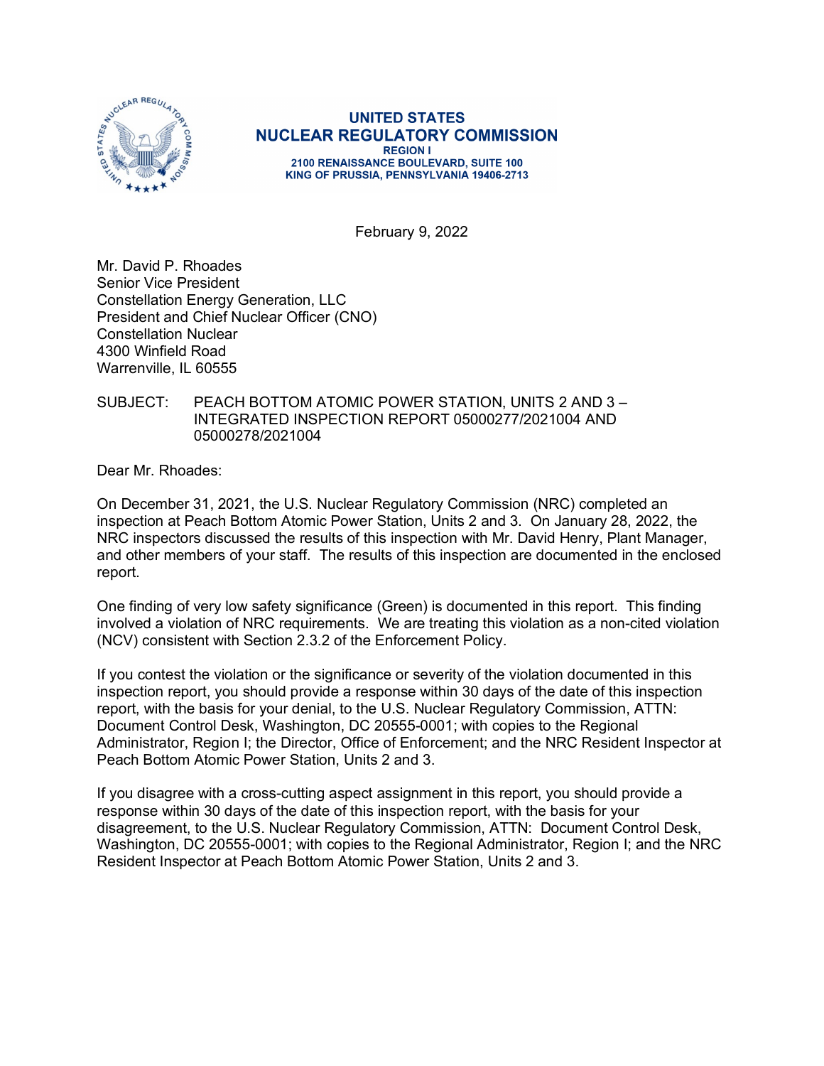**UNITED STATES**
**NUCLEAR REGULATORY COMMISSION**
**REGION I**
**2100 RENAISSANCE BOULEVARD, SUITE 100**
**KING OF PRUSSIA, PENNSYLVANIA 19406-2713**

February 9, 2022

Mr. David P. Rhoades
Senior Vice President
Constellation Energy Generation, LLC
President and Chief Nuclear Officer (CNO)
Constellation Nuclear
4300 Winfield Road
Warrenville, IL 60555

SUBJECT: PEACH BOTTOM ATOMIC POWER STATION, UNITS 2 AND 3 – INTEGRATED INSPECTION REPORT 05000277/2021004 AND 05000278/2021004

Dear Mr. Rhoades:

On December 31, 2021, the U.S. Nuclear Regulatory Commission (NRC) completed an inspection at Peach Bottom Atomic Power Station, Units 2 and 3. On January 28, 2022, the NRC inspectors discussed the results of this inspection with Mr. David Henry, Plant Manager, and other members of your staff. The results of this inspection are documented in the enclosed report.

One finding of very low safety significance (Green) is documented in this report. This finding involved a violation of NRC requirements. We are treating this violation as a non-cited violation (NCV) consistent with Section 2.3.2 of the Enforcement Policy.

If you contest the violation or the significance or severity of the violation documented in this inspection report, you should provide a response within 30 days of the date of this inspection report, with the basis for your denial, to the U.S. Nuclear Regulatory Commission, ATTN: Document Control Desk, Washington, DC 20555-0001; with copies to the Regional Administrator, Region I; the Director, Office of Enforcement; and the NRC Resident Inspector at Peach Bottom Atomic Power Station, Units 2 and 3.

If you disagree with a cross-cutting aspect assignment in this report, you should provide a response within 30 days of the date of this inspection report, with the basis for your disagreement, to the U.S. Nuclear Regulatory Commission, ATTN: Document Control Desk, Washington, DC 20555-0001; with copies to the Regional Administrator, Region I; and the NRC Resident Inspector at Peach Bottom Atomic Power Station, Units 2 and 3.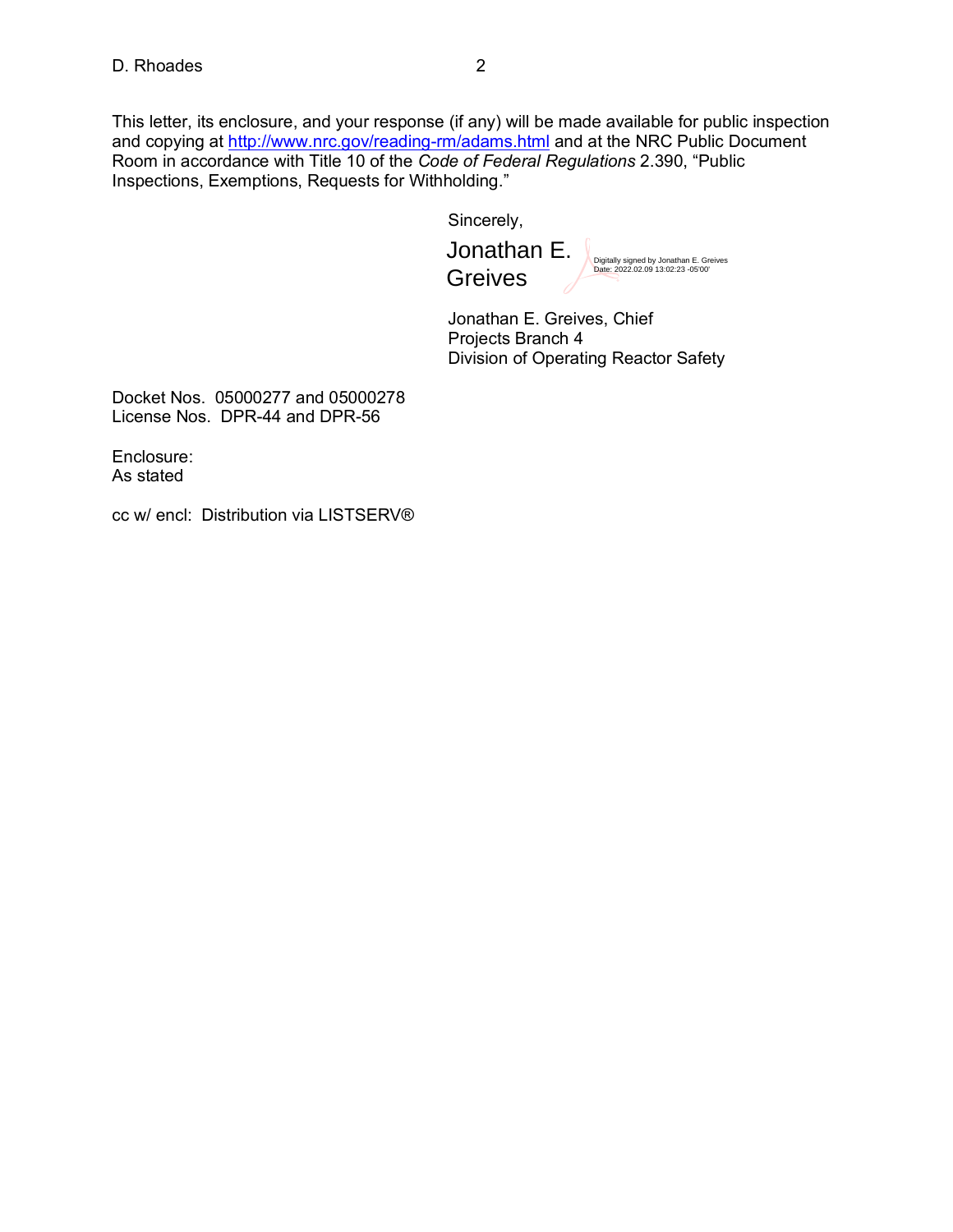This letter, its enclosure, and your response (if any) will be made available for public inspection and copying at http://www.nrc.gov/reading-rm/adams.html and at the NRC Public Document Room in accordance with Title 10 of the *Code of Federal Regulations* 2.390, "Public Inspections, Exemptions, Requests for Withholding."

Sincerely,

Jonathan E. Greives

Digitally signed by Jonathan E. Greives
Date: 2022.02.09 13:02:23 -05'00'

Jonathan E. Greives, Chief
Projects Branch 4
Division of Operating Reactor Safety

Docket Nos. 05000277 and 05000278
License Nos. DPR-44 and DPR-56

Enclosure:
As stated

cc w/ encl: Distribution via LISTSERV®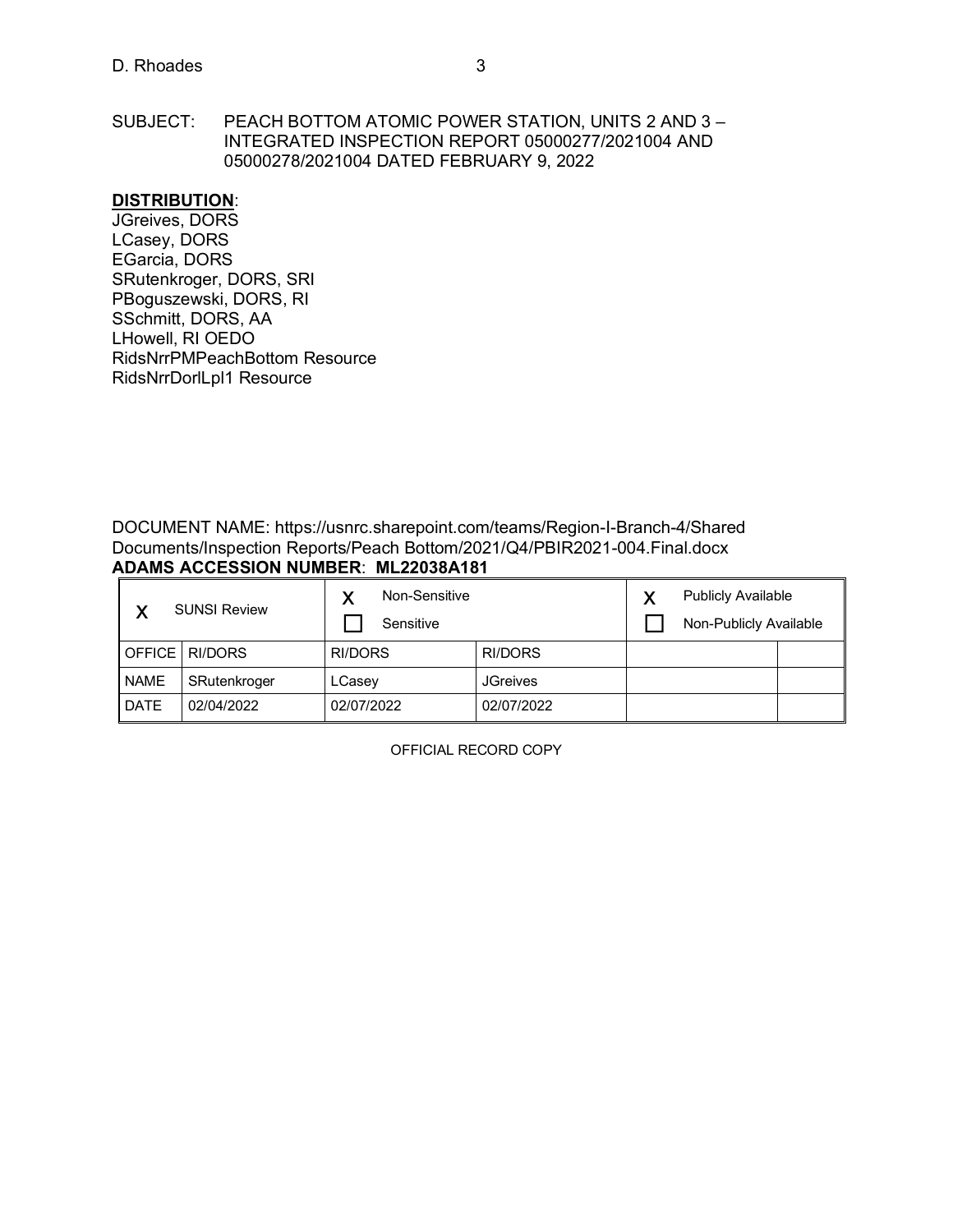SUBJECT: PEACH BOTTOM ATOMIC POWER STATION, UNITS 2 AND 3 – INTEGRATED INSPECTION REPORT 05000277/2021004 AND 05000278/2021004 DATED FEBRUARY 9, 2022

**DISTRIBUTION**:
JGreives, DORS
LCasey, DORS
EGarcia, DORS
SRutenkroger, DORS, SRI
PBoguszewski, DORS, RI
SSchmitt, DORS, AA
LHowell, RI OEDO
RidsNrrPMPeachBottom Resource
RidsNrrDorlLpl1 Resource

DOCUMENT NAME: https://usnrc.sharepoint.com/teams/Region-I-Branch-4/Shared Documents/Inspection Reports/Peach Bottom/2021/Q4/PBIR2021-004.Final.docx
**ADAMS ACCESSION NUMBER**: **ML22038A181**

| X SUNSI Review | | X Non-Sensitive ☐ Sensitive | | X Publicly Available ☐ Non-Publicly Available | |
|---|---|---|---|---|---|
| OFFICE | RI/DORS | RI/DORS | RI/DORS | | |
| NAME | SRutenkroger | LCasey | JGreives | | |
| DATE | 02/04/2022 | 02/07/2022 | 02/07/2022 | | |

OFFICIAL RECORD COPY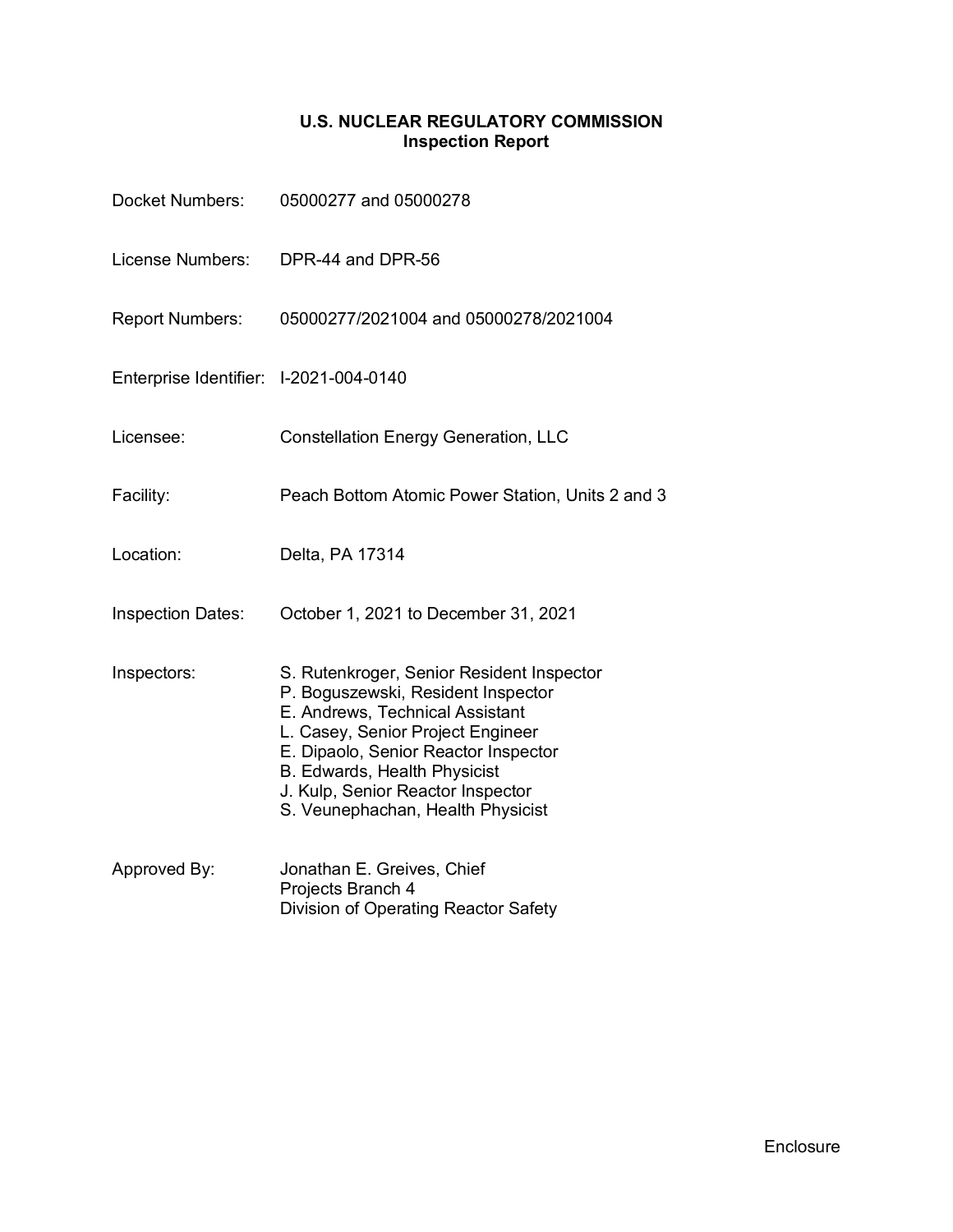# U.S. NUCLEAR REGULATORY COMMISSION
## Inspection Report

Docket Numbers: 05000277 and 05000278

License Numbers: DPR-44 and DPR-56

Report Numbers: 05000277/2021004 and 05000278/2021004

Enterprise Identifier: I-2021-004-0140

Licensee: Constellation Energy Generation, LLC

Facility: Peach Bottom Atomic Power Station, Units 2 and 3

Location: Delta, PA 17314

Inspection Dates: October 1, 2021 to December 31, 2021

Inspectors:
S. Rutenkroger, Senior Resident Inspector
P. Boguszewski, Resident Inspector
E. Andrews, Technical Assistant
L. Casey, Senior Project Engineer
E. Dipaolo, Senior Reactor Inspector
B. Edwards, Health Physicist
J. Kulp, Senior Reactor Inspector
S. Veunephachan, Health Physicist

Approved By:
Jonathan E. Greives, Chief
Projects Branch 4
Division of Operating Reactor Safety

Enclosure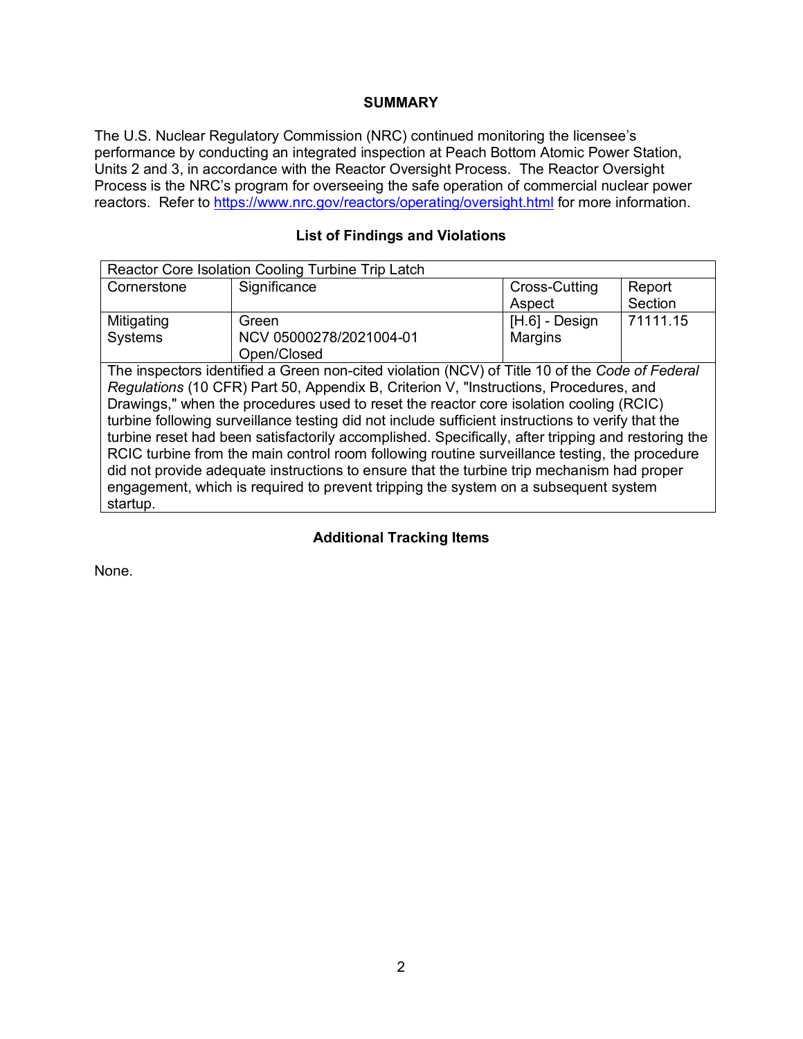# SUMMARY

The U.S. Nuclear Regulatory Commission (NRC) continued monitoring the licensee's performance by conducting an integrated inspection at Peach Bottom Atomic Power Station, Units 2 and 3, in accordance with the Reactor Oversight Process. The Reactor Oversight Process is the NRC's program for overseeing the safe operation of commercial nuclear power reactors. Refer to https://www.nrc.gov/reactors/operating/oversight.html for more information.

## List of Findings and Violations

| Reactor Core Isolation Cooling Turbine Trip Latch | | | |
|---|---|---|---|
| Cornerstone | Significance | Cross-Cutting Aspect | Report Section |
| Mitigating Systems | Green<br>NCV 05000278/2021004-01<br>Open/Closed | [H.6] - Design Margins | 71111.15 |
| The inspectors identified a Green non-cited violation (NCV) of Title 10 of the *Code of Federal Regulations* (10 CFR) Part 50, Appendix B, Criterion V, "Instructions, Procedures, and Drawings," when the procedures used to reset the reactor core isolation cooling (RCIC) turbine following surveillance testing did not include sufficient instructions to verify that the turbine reset had been satisfactorily accomplished. Specifically, after tripping and restoring the RCIC turbine from the main control room following routine surveillance testing, the procedure did not provide adequate instructions to ensure that the turbine trip mechanism had proper engagement, which is required to prevent tripping the system on a subsequent system startup. | | | |

## Additional Tracking Items

None.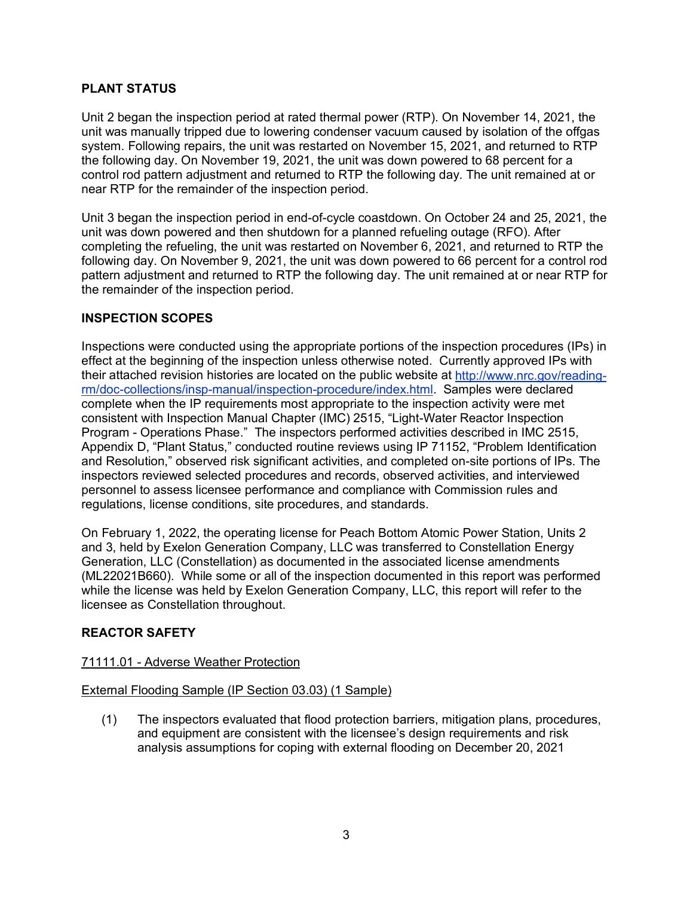## PLANT STATUS

Unit 2 began the inspection period at rated thermal power (RTP). On November 14, 2021, the unit was manually tripped due to lowering condenser vacuum caused by isolation of the offgas system. Following repairs, the unit was restarted on November 15, 2021, and returned to RTP the following day. On November 19, 2021, the unit was down powered to 68 percent for a control rod pattern adjustment and returned to RTP the following day. The unit remained at or near RTP for the remainder of the inspection period.

Unit 3 began the inspection period in end-of-cycle coastdown. On October 24 and 25, 2021, the unit was down powered and then shutdown for a planned refueling outage (RFO). After completing the refueling, the unit was restarted on November 6, 2021, and returned to RTP the following day. On November 9, 2021, the unit was down powered to 66 percent for a control rod pattern adjustment and returned to RTP the following day. The unit remained at or near RTP for the remainder of the inspection period.

## INSPECTION SCOPES

Inspections were conducted using the appropriate portions of the inspection procedures (IPs) in effect at the beginning of the inspection unless otherwise noted. Currently approved IPs with their attached revision histories are located on the public website at http://www.nrc.gov/reading-rm/doc-collections/insp-manual/inspection-procedure/index.html. Samples were declared complete when the IP requirements most appropriate to the inspection activity were met consistent with Inspection Manual Chapter (IMC) 2515, "Light-Water Reactor Inspection Program - Operations Phase." The inspectors performed activities described in IMC 2515, Appendix D, "Plant Status," conducted routine reviews using IP 71152, "Problem Identification and Resolution," observed risk significant activities, and completed on-site portions of IPs. The inspectors reviewed selected procedures and records, observed activities, and interviewed personnel to assess licensee performance and compliance with Commission rules and regulations, license conditions, site procedures, and standards.

On February 1, 2022, the operating license for Peach Bottom Atomic Power Station, Units 2 and 3, held by Exelon Generation Company, LLC was transferred to Constellation Energy Generation, LLC (Constellation) as documented in the associated license amendments (ML22021B660). While some or all of the inspection documented in this report was performed while the license was held by Exelon Generation Company, LLC, this report will refer to the licensee as Constellation throughout.

## REACTOR SAFETY

71111.01 - Adverse Weather Protection

External Flooding Sample (IP Section 03.03) (1 Sample)

(1) The inspectors evaluated that flood protection barriers, mitigation plans, procedures, and equipment are consistent with the licensee's design requirements and risk analysis assumptions for coping with external flooding on December 20, 2021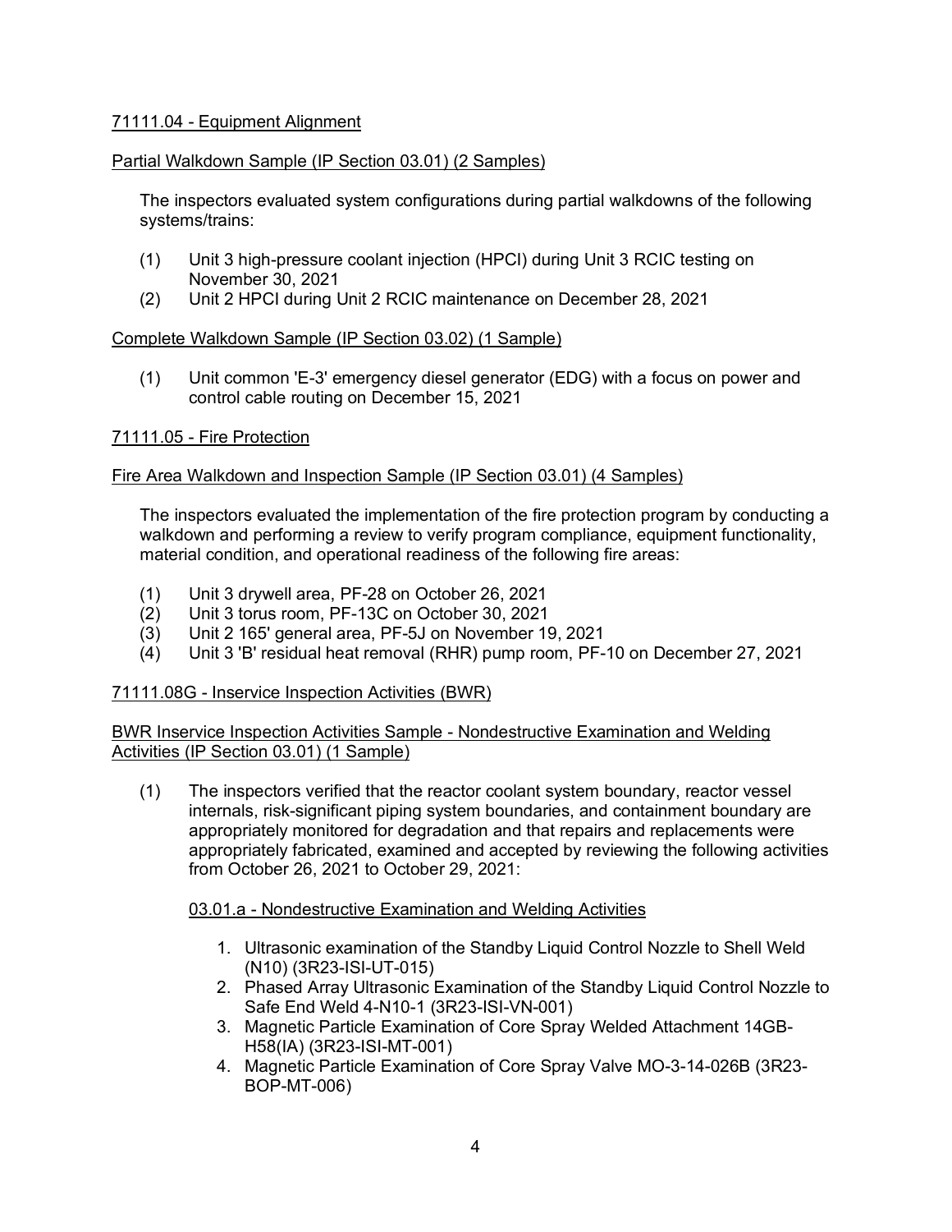71111.04 - Equipment Alignment

Partial Walkdown Sample (IP Section 03.01) (2 Samples)

The inspectors evaluated system configurations during partial walkdowns of the following systems/trains:

(1) Unit 3 high-pressure coolant injection (HPCI) during Unit 3 RCIC testing on November 30, 2021
(2) Unit 2 HPCI during Unit 2 RCIC maintenance on December 28, 2021

Complete Walkdown Sample (IP Section 03.02) (1 Sample)

(1) Unit common 'E-3' emergency diesel generator (EDG) with a focus on power and control cable routing on December 15, 2021

71111.05 - Fire Protection

Fire Area Walkdown and Inspection Sample (IP Section 03.01) (4 Samples)

The inspectors evaluated the implementation of the fire protection program by conducting a walkdown and performing a review to verify program compliance, equipment functionality, material condition, and operational readiness of the following fire areas:

(1) Unit 3 drywell area, PF-28 on October 26, 2021
(2) Unit 3 torus room, PF-13C on October 30, 2021
(3) Unit 2 165' general area, PF-5J on November 19, 2021
(4) Unit 3 'B' residual heat removal (RHR) pump room, PF-10 on December 27, 2021

71111.08G - Inservice Inspection Activities (BWR)

BWR Inservice Inspection Activities Sample - Nondestructive Examination and Welding Activities (IP Section 03.01) (1 Sample)

(1) The inspectors verified that the reactor coolant system boundary, reactor vessel internals, risk-significant piping system boundaries, and containment boundary are appropriately monitored for degradation and that repairs and replacements were appropriately fabricated, examined and accepted by reviewing the following activities from October 26, 2021 to October 29, 2021:

    03.01.a - Nondestructive Examination and Welding Activities

    1. Ultrasonic examination of the Standby Liquid Control Nozzle to Shell Weld (N10) (3R23-ISI-UT-015)
    2. Phased Array Ultrasonic Examination of the Standby Liquid Control Nozzle to Safe End Weld 4-N10-1 (3R23-ISI-VN-001)
    3. Magnetic Particle Examination of Core Spray Welded Attachment 14GB-H58(IA) (3R23-ISI-MT-001)
    4. Magnetic Particle Examination of Core Spray Valve MO-3-14-026B (3R23-BOP-MT-006)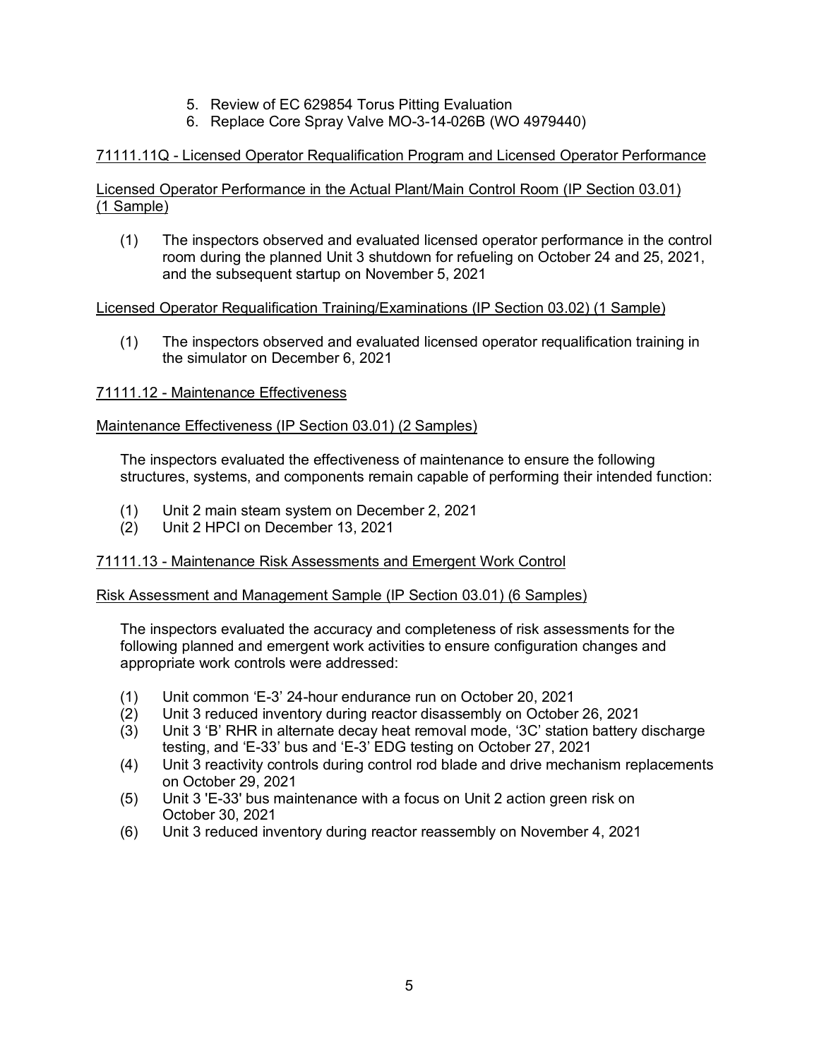5. Review of EC 629854 Torus Pitting Evaluation
6. Replace Core Spray Valve MO-3-14-026B (WO 4979440)

71111.11Q - Licensed Operator Requalification Program and Licensed Operator Performance

Licensed Operator Performance in the Actual Plant/Main Control Room (IP Section 03.01) (1 Sample)

(1) The inspectors observed and evaluated licensed operator performance in the control room during the planned Unit 3 shutdown for refueling on October 24 and 25, 2021, and the subsequent startup on November 5, 2021

Licensed Operator Requalification Training/Examinations (IP Section 03.02) (1 Sample)

(1) The inspectors observed and evaluated licensed operator requalification training in the simulator on December 6, 2021

71111.12 - Maintenance Effectiveness

Maintenance Effectiveness (IP Section 03.01) (2 Samples)

The inspectors evaluated the effectiveness of maintenance to ensure the following structures, systems, and components remain capable of performing their intended function:

(1) Unit 2 main steam system on December 2, 2021
(2) Unit 2 HPCI on December 13, 2021

71111.13 - Maintenance Risk Assessments and Emergent Work Control

Risk Assessment and Management Sample (IP Section 03.01) (6 Samples)

The inspectors evaluated the accuracy and completeness of risk assessments for the following planned and emergent work activities to ensure configuration changes and appropriate work controls were addressed:

(1) Unit common 'E-3' 24-hour endurance run on October 20, 2021
(2) Unit 3 reduced inventory during reactor disassembly on October 26, 2021
(3) Unit 3 'B' RHR in alternate decay heat removal mode, '3C' station battery discharge testing, and 'E-33' bus and 'E-3' EDG testing on October 27, 2021
(4) Unit 3 reactivity controls during control rod blade and drive mechanism replacements on October 29, 2021
(5) Unit 3 'E-33' bus maintenance with a focus on Unit 2 action green risk on October 30, 2021
(6) Unit 3 reduced inventory during reactor reassembly on November 4, 2021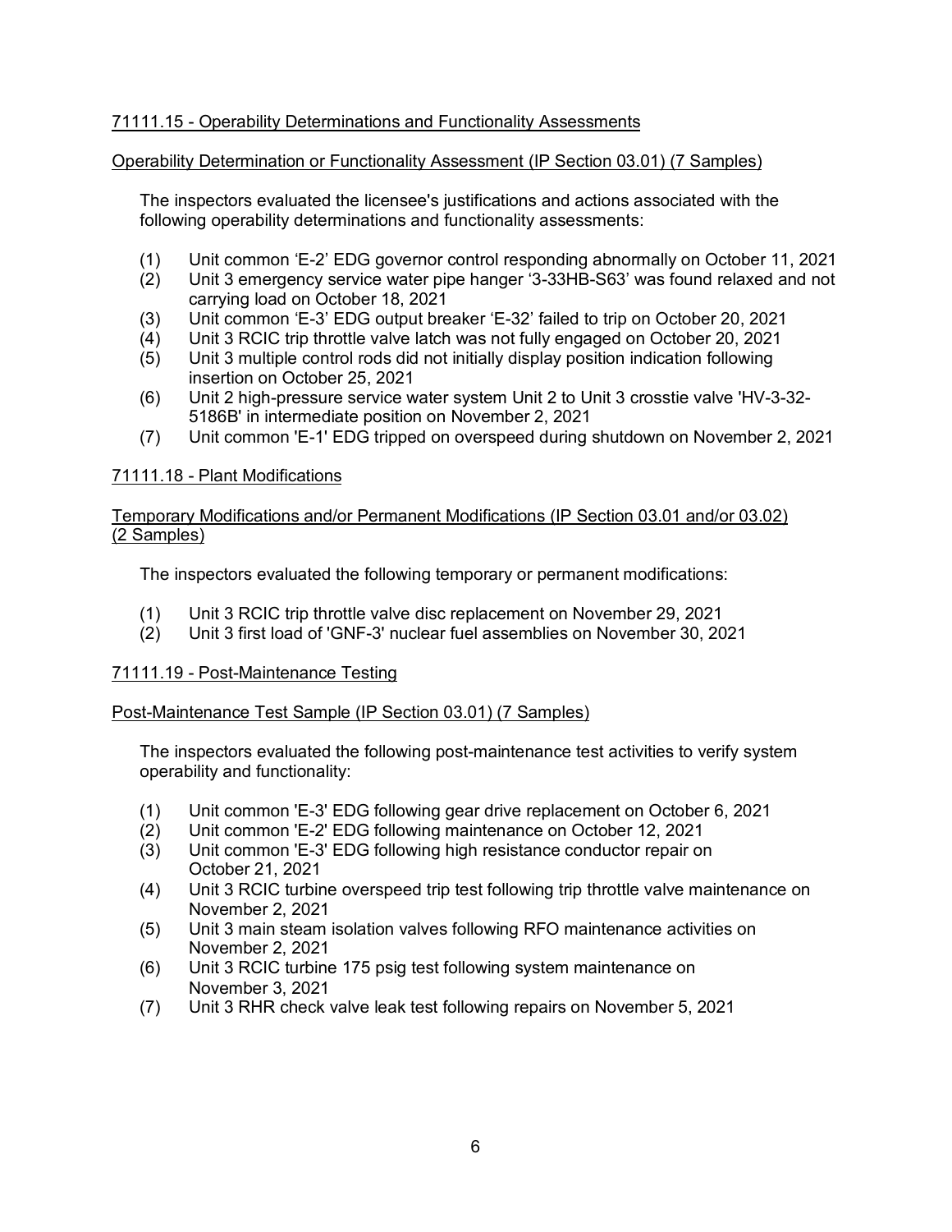## 71111.15 - Operability Determinations and Functionality Assessments

### Operability Determination or Functionality Assessment (IP Section 03.01) (7 Samples)

The inspectors evaluated the licensee's justifications and actions associated with the following operability determinations and functionality assessments:

(1) Unit common ‘E-2’ EDG governor control responding abnormally on October 11, 2021
(2) Unit 3 emergency service water pipe hanger ‘3-33HB-S63’ was found relaxed and not carrying load on October 18, 2021
(3) Unit common ‘E-3’ EDG output breaker ‘E-32’ failed to trip on October 20, 2021
(4) Unit 3 RCIC trip throttle valve latch was not fully engaged on October 20, 2021
(5) Unit 3 multiple control rods did not initially display position indication following insertion on October 25, 2021
(6) Unit 2 high-pressure service water system Unit 2 to Unit 3 crosstie valve 'HV-3-32-5186B' in intermediate position on November 2, 2021
(7) Unit common 'E-1' EDG tripped on overspeed during shutdown on November 2, 2021

## 71111.18 - Plant Modifications

### Temporary Modifications and/or Permanent Modifications (IP Section 03.01 and/or 03.02) (2 Samples)

The inspectors evaluated the following temporary or permanent modifications:

(1) Unit 3 RCIC trip throttle valve disc replacement on November 29, 2021
(2) Unit 3 first load of 'GNF-3' nuclear fuel assemblies on November 30, 2021

## 71111.19 - Post-Maintenance Testing

### Post-Maintenance Test Sample (IP Section 03.01) (7 Samples)

The inspectors evaluated the following post-maintenance test activities to verify system operability and functionality:

(1) Unit common 'E-3' EDG following gear drive replacement on October 6, 2021
(2) Unit common 'E-2' EDG following maintenance on October 12, 2021
(3) Unit common 'E-3' EDG following high resistance conductor repair on October 21, 2021
(4) Unit 3 RCIC turbine overspeed trip test following trip throttle valve maintenance on November 2, 2021
(5) Unit 3 main steam isolation valves following RFO maintenance activities on November 2, 2021
(6) Unit 3 RCIC turbine 175 psig test following system maintenance on November 3, 2021
(7) Unit 3 RHR check valve leak test following repairs on November 5, 2021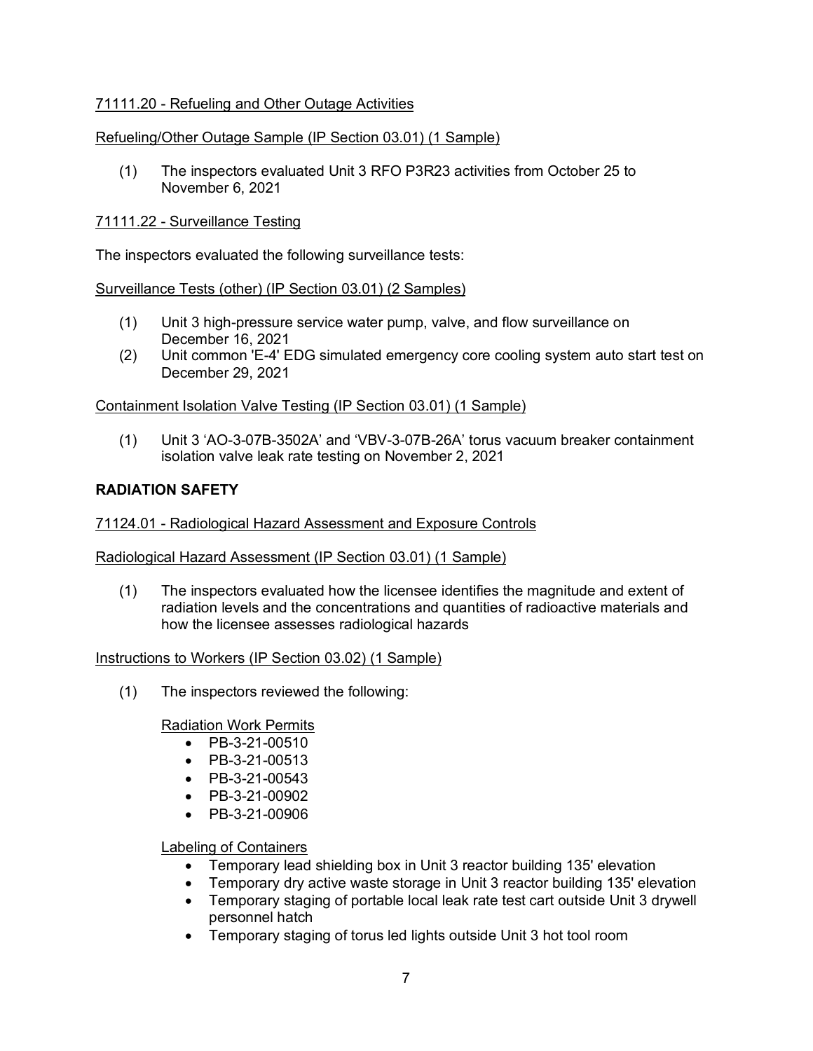71111.20 - Refueling and Other Outage Activities

Refueling/Other Outage Sample (IP Section 03.01) (1 Sample)

(1) The inspectors evaluated Unit 3 RFO P3R23 activities from October 25 to November 6, 2021

71111.22 - Surveillance Testing

The inspectors evaluated the following surveillance tests:

Surveillance Tests (other) (IP Section 03.01) (2 Samples)

(1) Unit 3 high-pressure service water pump, valve, and flow surveillance on December 16, 2021
(2) Unit common 'E-4' EDG simulated emergency core cooling system auto start test on December 29, 2021

Containment Isolation Valve Testing (IP Section 03.01) (1 Sample)

(1) Unit 3 'AO-3-07B-3502A' and 'VBV-3-07B-26A' torus vacuum breaker containment isolation valve leak rate testing on November 2, 2021

**RADIATION SAFETY**

71124.01 - Radiological Hazard Assessment and Exposure Controls

Radiological Hazard Assessment (IP Section 03.01) (1 Sample)

(1) The inspectors evaluated how the licensee identifies the magnitude and extent of radiation levels and the concentrations and quantities of radioactive materials and how the licensee assesses radiological hazards

Instructions to Workers (IP Section 03.02) (1 Sample)

(1) The inspectors reviewed the following:

Radiation Work Permits

- PB-3-21-00510
- PB-3-21-00513
- PB-3-21-00543
- PB-3-21-00902
- PB-3-21-00906

Labeling of Containers

- Temporary lead shielding box in Unit 3 reactor building 135' elevation
- Temporary dry active waste storage in Unit 3 reactor building 135' elevation
- Temporary staging of portable local leak rate test cart outside Unit 3 drywell personnel hatch
- Temporary staging of torus led lights outside Unit 3 hot tool room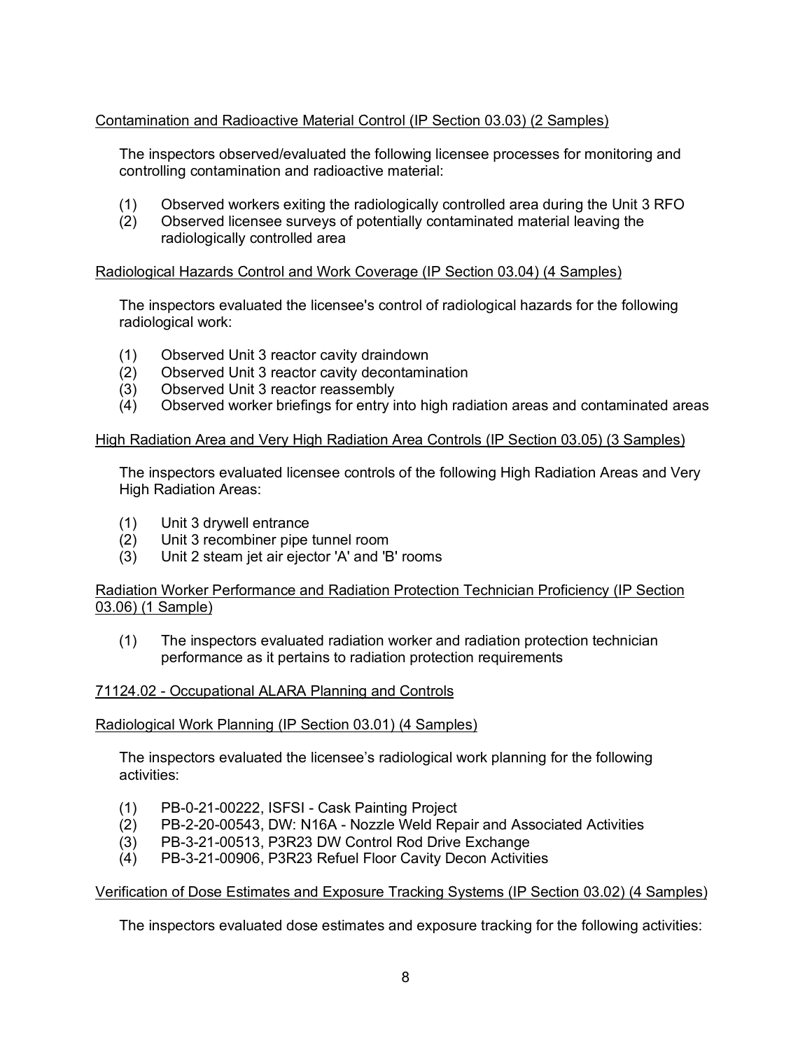Contamination and Radioactive Material Control (IP Section 03.03) (2 Samples)

The inspectors observed/evaluated the following licensee processes for monitoring and controlling contamination and radioactive material:

(1) Observed workers exiting the radiologically controlled area during the Unit 3 RFO
(2) Observed licensee surveys of potentially contaminated material leaving the radiologically controlled area

Radiological Hazards Control and Work Coverage (IP Section 03.04) (4 Samples)

The inspectors evaluated the licensee's control of radiological hazards for the following radiological work:

(1) Observed Unit 3 reactor cavity draindown
(2) Observed Unit 3 reactor cavity decontamination
(3) Observed Unit 3 reactor reassembly
(4) Observed worker briefings for entry into high radiation areas and contaminated areas

High Radiation Area and Very High Radiation Area Controls (IP Section 03.05) (3 Samples)

The inspectors evaluated licensee controls of the following High Radiation Areas and Very High Radiation Areas:

(1) Unit 3 drywell entrance
(2) Unit 3 recombiner pipe tunnel room
(3) Unit 2 steam jet air ejector 'A' and 'B' rooms

Radiation Worker Performance and Radiation Protection Technician Proficiency (IP Section 03.06) (1 Sample)

(1) The inspectors evaluated radiation worker and radiation protection technician performance as it pertains to radiation protection requirements

71124.02 - Occupational ALARA Planning and Controls

Radiological Work Planning (IP Section 03.01) (4 Samples)

The inspectors evaluated the licensee's radiological work planning for the following activities:

(1) PB-0-21-00222, ISFSI - Cask Painting Project
(2) PB-2-20-00543, DW: N16A - Nozzle Weld Repair and Associated Activities
(3) PB-3-21-00513, P3R23 DW Control Rod Drive Exchange
(4) PB-3-21-00906, P3R23 Refuel Floor Cavity Decon Activities

Verification of Dose Estimates and Exposure Tracking Systems (IP Section 03.02) (4 Samples)

The inspectors evaluated dose estimates and exposure tracking for the following activities: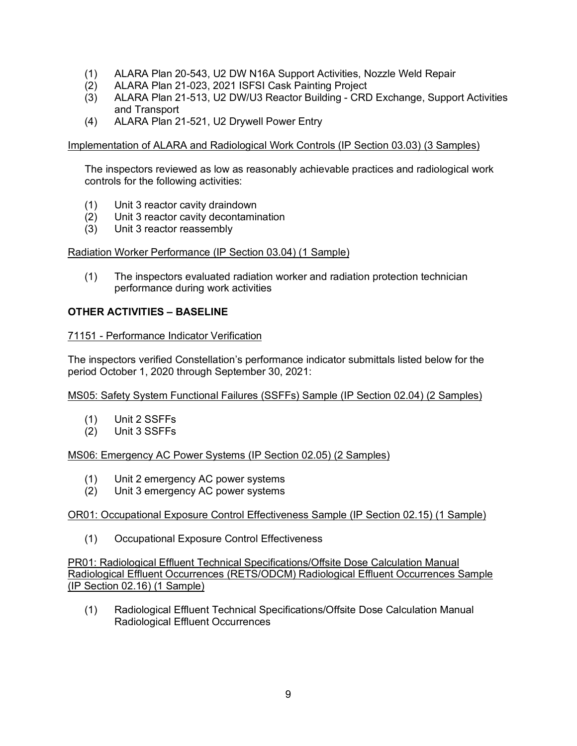(1) ALARA Plan 20-543, U2 DW N16A Support Activities, Nozzle Weld Repair
(2) ALARA Plan 21-023, 2021 ISFSI Cask Painting Project
(3) ALARA Plan 21-513, U2 DW/U3 Reactor Building - CRD Exchange, Support Activities and Transport
(4) ALARA Plan 21-521, U2 Drywell Power Entry

Implementation of ALARA and Radiological Work Controls (IP Section 03.03) (3 Samples)

The inspectors reviewed as low as reasonably achievable practices and radiological work controls for the following activities:

(1) Unit 3 reactor cavity draindown
(2) Unit 3 reactor cavity decontamination
(3) Unit 3 reactor reassembly

Radiation Worker Performance (IP Section 03.04) (1 Sample)

(1) The inspectors evaluated radiation worker and radiation protection technician performance during work activities

**OTHER ACTIVITIES – BASELINE**

71151 - Performance Indicator Verification

The inspectors verified Constellation's performance indicator submittals listed below for the period October 1, 2020 through September 30, 2021:

MS05: Safety System Functional Failures (SSFFs) Sample (IP Section 02.04) (2 Samples)

(1) Unit 2 SSFFs
(2) Unit 3 SSFFs

MS06: Emergency AC Power Systems (IP Section 02.05) (2 Samples)

(1) Unit 2 emergency AC power systems
(2) Unit 3 emergency AC power systems

OR01: Occupational Exposure Control Effectiveness Sample (IP Section 02.15) (1 Sample)

(1) Occupational Exposure Control Effectiveness

PR01: Radiological Effluent Technical Specifications/Offsite Dose Calculation Manual Radiological Effluent Occurrences (RETS/ODCM) Radiological Effluent Occurrences Sample (IP Section 02.16) (1 Sample)

(1) Radiological Effluent Technical Specifications/Offsite Dose Calculation Manual Radiological Effluent Occurrences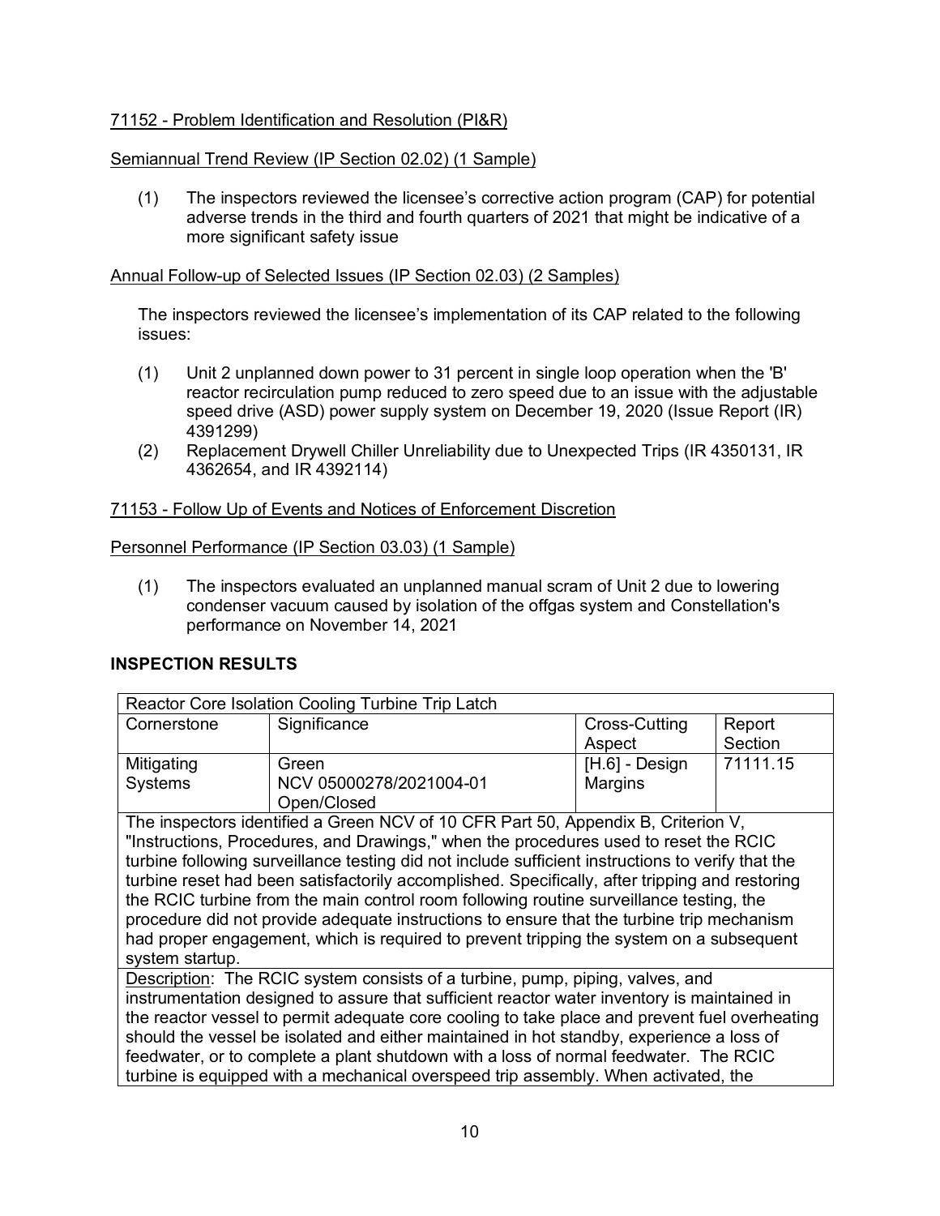71152 - Problem Identification and Resolution (PI&R)

Semiannual Trend Review (IP Section 02.02) (1 Sample)

(1) The inspectors reviewed the licensee's corrective action program (CAP) for potential adverse trends in the third and fourth quarters of 2021 that might be indicative of a more significant safety issue

Annual Follow-up of Selected Issues (IP Section 02.03) (2 Samples)

The inspectors reviewed the licensee's implementation of its CAP related to the following issues:

(1) Unit 2 unplanned down power to 31 percent in single loop operation when the 'B' reactor recirculation pump reduced to zero speed due to an issue with the adjustable speed drive (ASD) power supply system on December 19, 2020 (Issue Report (IR) 4391299)
(2) Replacement Drywell Chiller Unreliability due to Unexpected Trips (IR 4350131, IR 4362654, and IR 4392114)

71153 - Follow Up of Events and Notices of Enforcement Discretion

Personnel Performance (IP Section 03.03) (1 Sample)

(1) The inspectors evaluated an unplanned manual scram of Unit 2 due to lowering condenser vacuum caused by isolation of the offgas system and Constellation's performance on November 14, 2021

## INSPECTION RESULTS

| Reactor Core Isolation Cooling Turbine Trip Latch | | | |
|---|---|---|---|
| Cornerstone | Significance | Cross-Cutting Aspect | Report Section |
| Mitigating Systems | Green<br>NCV 05000278/2021004-01<br>Open/Closed | [H.6] - Design Margins | 71111.15 |
| The inspectors identified a Green NCV of 10 CFR Part 50, Appendix B, Criterion V, "Instructions, Procedures, and Drawings," when the procedures used to reset the RCIC turbine following surveillance testing did not include sufficient instructions to verify that the turbine reset had been satisfactorily accomplished. Specifically, after tripping and restoring the RCIC turbine from the main control room following routine surveillance testing, the procedure did not provide adequate instructions to ensure that the turbine trip mechanism had proper engagement, which is required to prevent tripping the system on a subsequent system startup. | | | |
| Description: The RCIC system consists of a turbine, pump, piping, valves, and instrumentation designed to assure that sufficient reactor water inventory is maintained in the reactor vessel to permit adequate core cooling to take place and prevent fuel overheating should the vessel be isolated and either maintained in hot standby, experience a loss of feedwater, or to complete a plant shutdown with a loss of normal feedwater. The RCIC turbine is equipped with a mechanical overspeed trip assembly. When activated, the | | | |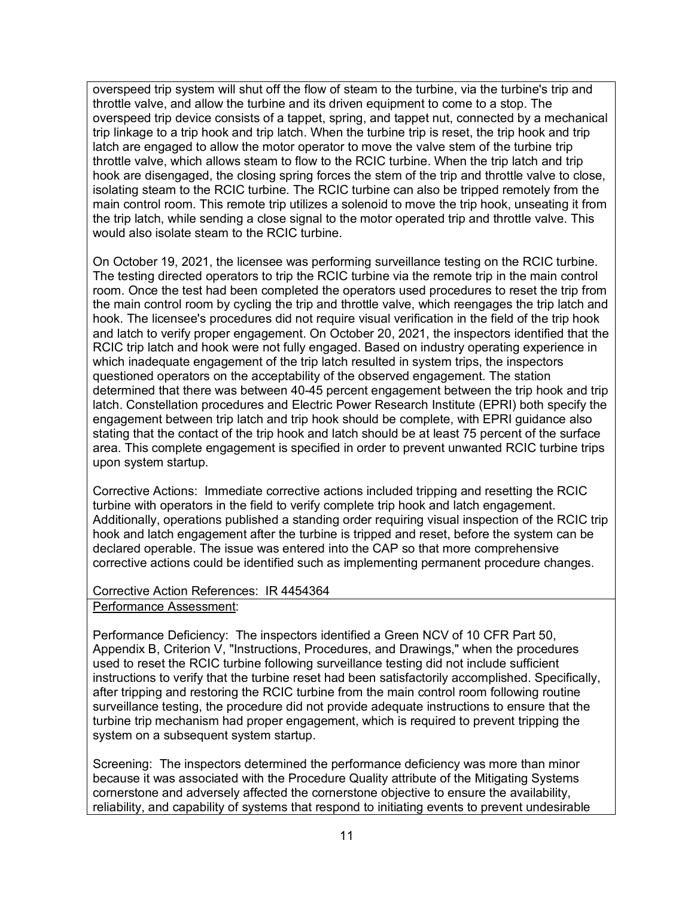overspeed trip system will shut off the flow of steam to the turbine, via the turbine's trip and throttle valve, and allow the turbine and its driven equipment to come to a stop. The overspeed trip device consists of a tappet, spring, and tappet nut, connected by a mechanical trip linkage to a trip hook and trip latch. When the turbine trip is reset, the trip hook and trip latch are engaged to allow the motor operator to move the valve stem of the turbine trip throttle valve, which allows steam to flow to the RCIC turbine. When the trip latch and trip hook are disengaged, the closing spring forces the stem of the trip and throttle valve to close, isolating steam to the RCIC turbine. The RCIC turbine can also be tripped remotely from the main control room. This remote trip utilizes a solenoid to move the trip hook, unseating it from the trip latch, while sending a close signal to the motor operated trip and throttle valve. This would also isolate steam to the RCIC turbine.

On October 19, 2021, the licensee was performing surveillance testing on the RCIC turbine. The testing directed operators to trip the RCIC turbine via the remote trip in the main control room. Once the test had been completed the operators used procedures to reset the trip from the main control room by cycling the trip and throttle valve, which reengages the trip latch and hook. The licensee's procedures did not require visual verification in the field of the trip hook and latch to verify proper engagement. On October 20, 2021, the inspectors identified that the RCIC trip latch and hook were not fully engaged. Based on industry operating experience in which inadequate engagement of the trip latch resulted in system trips, the inspectors questioned operators on the acceptability of the observed engagement. The station determined that there was between 40-45 percent engagement between the trip hook and trip latch. Constellation procedures and Electric Power Research Institute (EPRI) both specify the engagement between trip latch and trip hook should be complete, with EPRI guidance also stating that the contact of the trip hook and latch should be at least 75 percent of the surface area. This complete engagement is specified in order to prevent unwanted RCIC turbine trips upon system startup.

Corrective Actions: Immediate corrective actions included tripping and resetting the RCIC turbine with operators in the field to verify complete trip hook and latch engagement. Additionally, operations published a standing order requiring visual inspection of the RCIC trip hook and latch engagement after the turbine is tripped and reset, before the system can be declared operable. The issue was entered into the CAP so that more comprehensive corrective actions could be identified such as implementing permanent procedure changes.

Corrective Action References: IR 4454364

Performance Assessment:

Performance Deficiency: The inspectors identified a Green NCV of 10 CFR Part 50, Appendix B, Criterion V, "Instructions, Procedures, and Drawings," when the procedures used to reset the RCIC turbine following surveillance testing did not include sufficient instructions to verify that the turbine reset had been satisfactorily accomplished. Specifically, after tripping and restoring the RCIC turbine from the main control room following routine surveillance testing, the procedure did not provide adequate instructions to ensure that the turbine trip mechanism had proper engagement, which is required to prevent tripping the system on a subsequent system startup.

Screening: The inspectors determined the performance deficiency was more than minor because it was associated with the Procedure Quality attribute of the Mitigating Systems cornerstone and adversely affected the cornerstone objective to ensure the availability, reliability, and capability of systems that respond to initiating events to prevent undesirable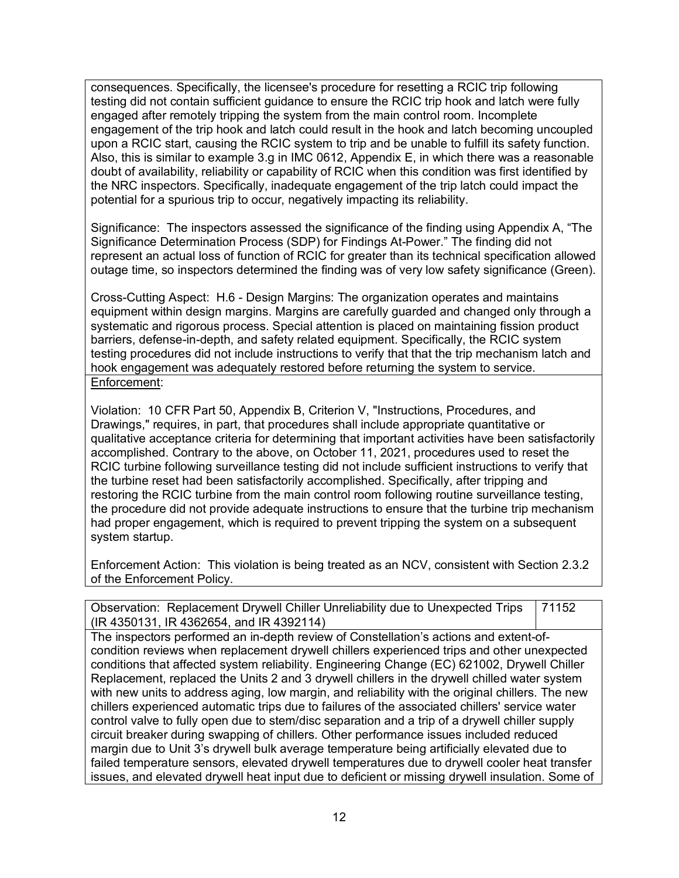consequences. Specifically, the licensee's procedure for resetting a RCIC trip following testing did not contain sufficient guidance to ensure the RCIC trip hook and latch were fully engaged after remotely tripping the system from the main control room. Incomplete engagement of the trip hook and latch could result in the hook and latch becoming uncoupled upon a RCIC start, causing the RCIC system to trip and be unable to fulfill its safety function. Also, this is similar to example 3.g in IMC 0612, Appendix E, in which there was a reasonable doubt of availability, reliability or capability of RCIC when this condition was first identified by the NRC inspectors. Specifically, inadequate engagement of the trip latch could impact the potential for a spurious trip to occur, negatively impacting its reliability.

Significance: The inspectors assessed the significance of the finding using Appendix A, "The Significance Determination Process (SDP) for Findings At-Power." The finding did not represent an actual loss of function of RCIC for greater than its technical specification allowed outage time, so inspectors determined the finding was of very low safety significance (Green).

Cross-Cutting Aspect: H.6 - Design Margins: The organization operates and maintains equipment within design margins. Margins are carefully guarded and changed only through a systematic and rigorous process. Special attention is placed on maintaining fission product barriers, defense-in-depth, and safety related equipment. Specifically, the RCIC system testing procedures did not include instructions to verify that that the trip mechanism latch and hook engagement was adequately restored before returning the system to service.

Enforcement:

Violation: 10 CFR Part 50, Appendix B, Criterion V, "Instructions, Procedures, and Drawings," requires, in part, that procedures shall include appropriate quantitative or qualitative acceptance criteria for determining that important activities have been satisfactorily accomplished. Contrary to the above, on October 11, 2021, procedures used to reset the RCIC turbine following surveillance testing did not include sufficient instructions to verify that the turbine reset had been satisfactorily accomplished. Specifically, after tripping and restoring the RCIC turbine from the main control room following routine surveillance testing, the procedure did not provide adequate instructions to ensure that the turbine trip mechanism had proper engagement, which is required to prevent tripping the system on a subsequent system startup.

Enforcement Action: This violation is being treated as an NCV, consistent with Section 2.3.2 of the Enforcement Policy.

| Observation: Replacement Drywell Chiller Unreliability due to Unexpected Trips (IR 4350131, IR 4362654, and IR 4392114) | 71152 |
|---|---|

The inspectors performed an in-depth review of Constellation's actions and extent-of-condition reviews when replacement drywell chillers experienced trips and other unexpected conditions that affected system reliability. Engineering Change (EC) 621002, Drywell Chiller Replacement, replaced the Units 2 and 3 drywell chillers in the drywell chilled water system with new units to address aging, low margin, and reliability with the original chillers. The new chillers experienced automatic trips due to failures of the associated chillers' service water control valve to fully open due to stem/disc separation and a trip of a drywell chiller supply circuit breaker during swapping of chillers. Other performance issues included reduced margin due to Unit 3's drywell bulk average temperature being artificially elevated due to failed temperature sensors, elevated drywell temperatures due to drywell cooler heat transfer issues, and elevated drywell heat input due to deficient or missing drywell insulation. Some of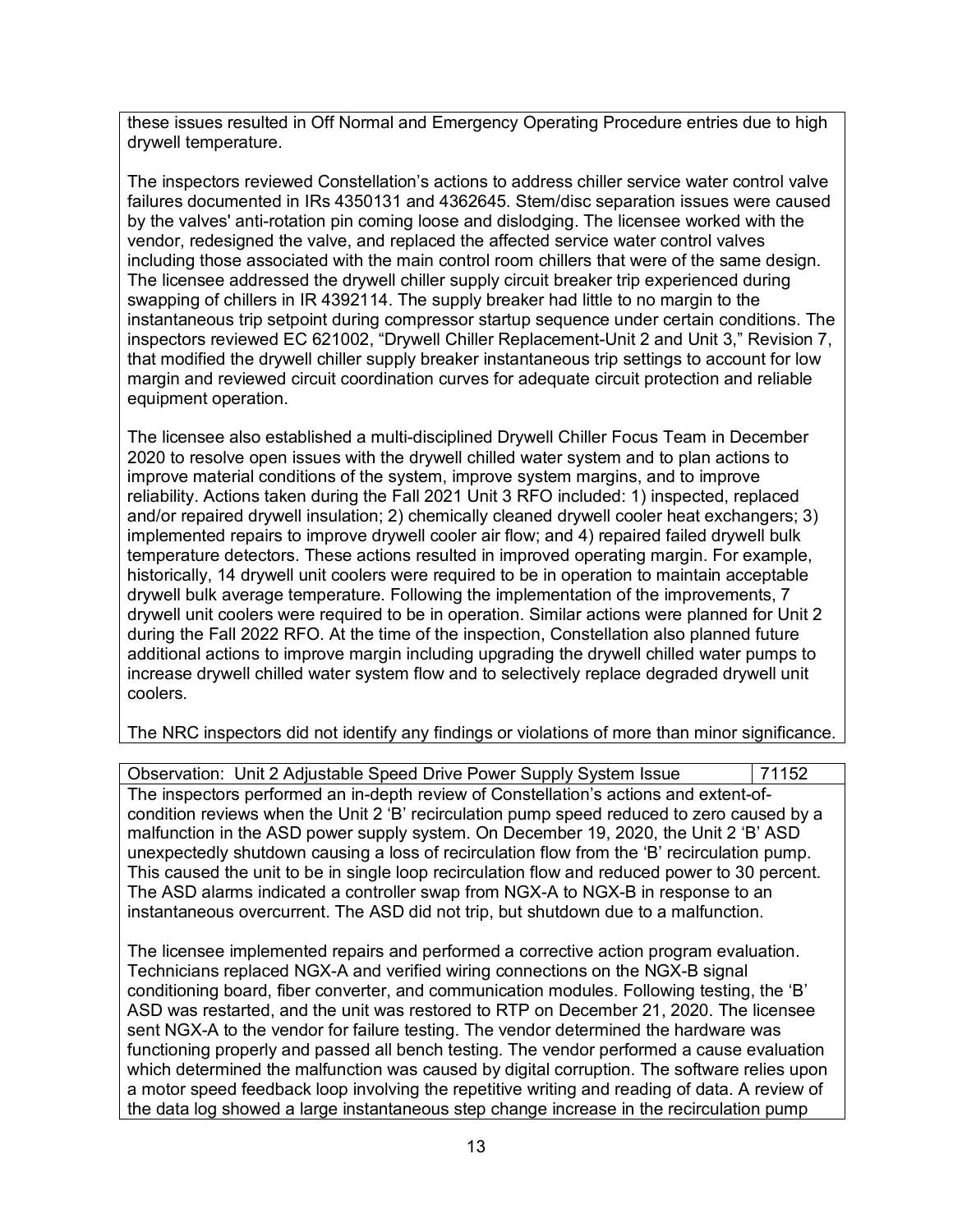these issues resulted in Off Normal and Emergency Operating Procedure entries due to high drywell temperature.

The inspectors reviewed Constellation's actions to address chiller service water control valve failures documented in IRs 4350131 and 4362645. Stem/disc separation issues were caused by the valves' anti-rotation pin coming loose and dislodging. The licensee worked with the vendor, redesigned the valve, and replaced the affected service water control valves including those associated with the main control room chillers that were of the same design. The licensee addressed the drywell chiller supply circuit breaker trip experienced during swapping of chillers in IR 4392114. The supply breaker had little to no margin to the instantaneous trip setpoint during compressor startup sequence under certain conditions. The inspectors reviewed EC 621002, "Drywell Chiller Replacement-Unit 2 and Unit 3," Revision 7, that modified the drywell chiller supply breaker instantaneous trip settings to account for low margin and reviewed circuit coordination curves for adequate circuit protection and reliable equipment operation.

The licensee also established a multi-disciplined Drywell Chiller Focus Team in December 2020 to resolve open issues with the drywell chilled water system and to plan actions to improve material conditions of the system, improve system margins, and to improve reliability. Actions taken during the Fall 2021 Unit 3 RFO included: 1) inspected, replaced and/or repaired drywell insulation; 2) chemically cleaned drywell cooler heat exchangers; 3) implemented repairs to improve drywell cooler air flow; and 4) repaired failed drywell bulk temperature detectors. These actions resulted in improved operating margin. For example, historically, 14 drywell unit coolers were required to be in operation to maintain acceptable drywell bulk average temperature. Following the implementation of the improvements, 7 drywell unit coolers were required to be in operation. Similar actions were planned for Unit 2 during the Fall 2022 RFO. At the time of the inspection, Constellation also planned future additional actions to improve margin including upgrading the drywell chilled water pumps to increase drywell chilled water system flow and to selectively replace degraded drywell unit coolers.

The NRC inspectors did not identify any findings or violations of more than minor significance.

| Observation: Unit 2 Adjustable Speed Drive Power Supply System Issue | 71152 |
|---|---|

The inspectors performed an in-depth review of Constellation's actions and extent-of-condition reviews when the Unit 2 'B' recirculation pump speed reduced to zero caused by a malfunction in the ASD power supply system. On December 19, 2020, the Unit 2 'B' ASD unexpectedly shutdown causing a loss of recirculation flow from the 'B' recirculation pump. This caused the unit to be in single loop recirculation flow and reduced power to 30 percent. The ASD alarms indicated a controller swap from NGX-A to NGX-B in response to an instantaneous overcurrent. The ASD did not trip, but shutdown due to a malfunction.

The licensee implemented repairs and performed a corrective action program evaluation. Technicians replaced NGX-A and verified wiring connections on the NGX-B signal conditioning board, fiber converter, and communication modules. Following testing, the 'B' ASD was restarted, and the unit was restored to RTP on December 21, 2020. The licensee sent NGX-A to the vendor for failure testing. The vendor determined the hardware was functioning properly and passed all bench testing. The vendor performed a cause evaluation which determined the malfunction was caused by digital corruption. The software relies upon a motor speed feedback loop involving the repetitive writing and reading of data. A review of the data log showed a large instantaneous step change increase in the recirculation pump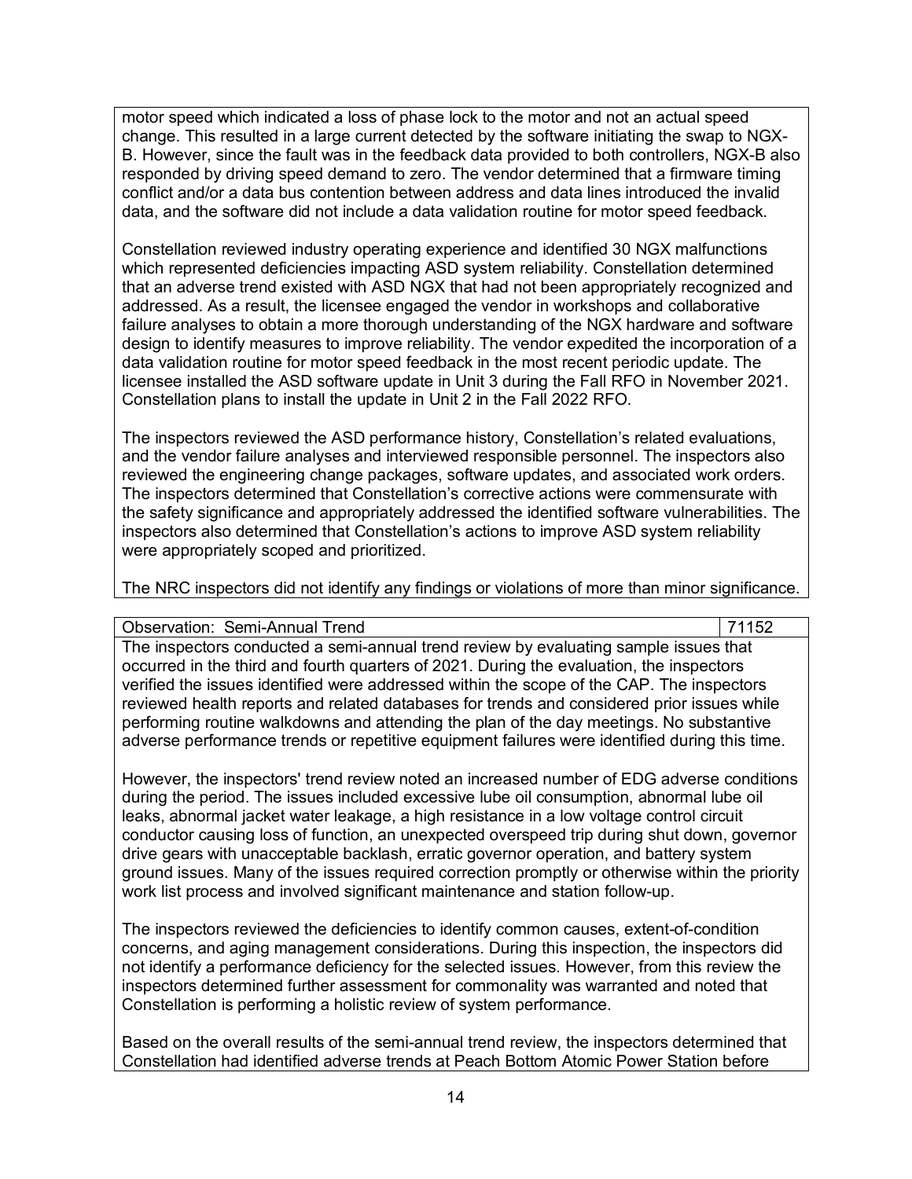motor speed which indicated a loss of phase lock to the motor and not an actual speed change. This resulted in a large current detected by the software initiating the swap to NGX-B. However, since the fault was in the feedback data provided to both controllers, NGX-B also responded by driving speed demand to zero. The vendor determined that a firmware timing conflict and/or a data bus contention between address and data lines introduced the invalid data, and the software did not include a data validation routine for motor speed feedback.

Constellation reviewed industry operating experience and identified 30 NGX malfunctions which represented deficiencies impacting ASD system reliability. Constellation determined that an adverse trend existed with ASD NGX that had not been appropriately recognized and addressed. As a result, the licensee engaged the vendor in workshops and collaborative failure analyses to obtain a more thorough understanding of the NGX hardware and software design to identify measures to improve reliability. The vendor expedited the incorporation of a data validation routine for motor speed feedback in the most recent periodic update. The licensee installed the ASD software update in Unit 3 during the Fall RFO in November 2021. Constellation plans to install the update in Unit 2 in the Fall 2022 RFO.

The inspectors reviewed the ASD performance history, Constellation's related evaluations, and the vendor failure analyses and interviewed responsible personnel. The inspectors also reviewed the engineering change packages, software updates, and associated work orders. The inspectors determined that Constellation's corrective actions were commensurate with the safety significance and appropriately addressed the identified software vulnerabilities. The inspectors also determined that Constellation's actions to improve ASD system reliability were appropriately scoped and prioritized.

The NRC inspectors did not identify any findings or violations of more than minor significance.

| Observation: Semi-Annual Trend | 71152 |
|---|---|

The inspectors conducted a semi-annual trend review by evaluating sample issues that occurred in the third and fourth quarters of 2021. During the evaluation, the inspectors verified the issues identified were addressed within the scope of the CAP. The inspectors reviewed health reports and related databases for trends and considered prior issues while performing routine walkdowns and attending the plan of the day meetings. No substantive adverse performance trends or repetitive equipment failures were identified during this time.

However, the inspectors' trend review noted an increased number of EDG adverse conditions during the period. The issues included excessive lube oil consumption, abnormal lube oil leaks, abnormal jacket water leakage, a high resistance in a low voltage control circuit conductor causing loss of function, an unexpected overspeed trip during shut down, governor drive gears with unacceptable backlash, erratic governor operation, and battery system ground issues. Many of the issues required correction promptly or otherwise within the priority work list process and involved significant maintenance and station follow-up.

The inspectors reviewed the deficiencies to identify common causes, extent-of-condition concerns, and aging management considerations. During this inspection, the inspectors did not identify a performance deficiency for the selected issues. However, from this review the inspectors determined further assessment for commonality was warranted and noted that Constellation is performing a holistic review of system performance.

Based on the overall results of the semi-annual trend review, the inspectors determined that Constellation had identified adverse trends at Peach Bottom Atomic Power Station before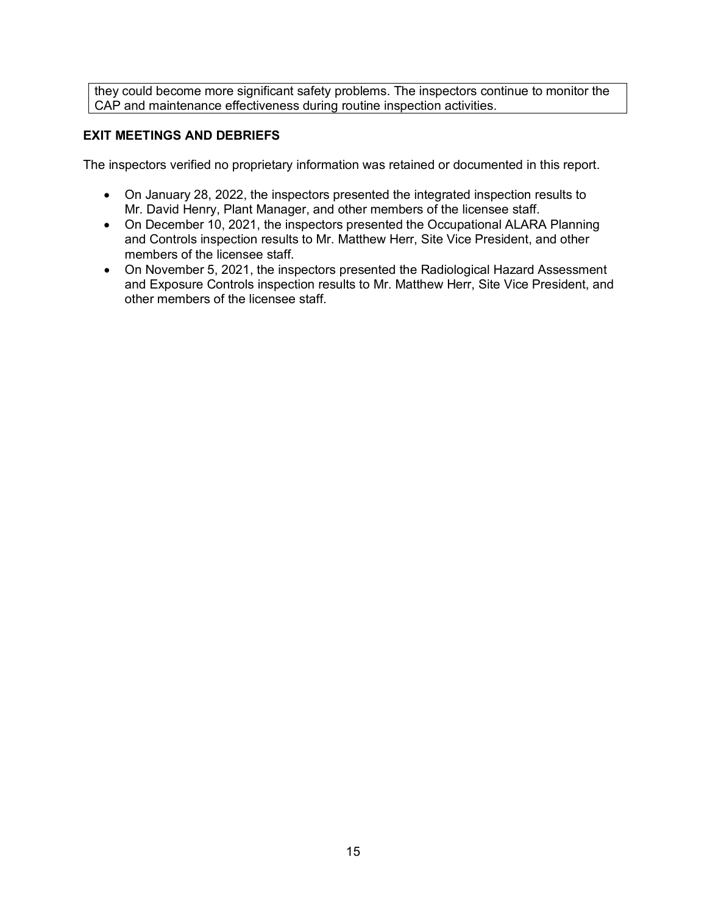they could become more significant safety problems. The inspectors continue to monitor the CAP and maintenance effectiveness during routine inspection activities.

## EXIT MEETINGS AND DEBRIEFS

The inspectors verified no proprietary information was retained or documented in this report.

- On January 28, 2022, the inspectors presented the integrated inspection results to Mr. David Henry, Plant Manager, and other members of the licensee staff.
- On December 10, 2021, the inspectors presented the Occupational ALARA Planning and Controls inspection results to Mr. Matthew Herr, Site Vice President, and other members of the licensee staff.
- On November 5, 2021, the inspectors presented the Radiological Hazard Assessment and Exposure Controls inspection results to Mr. Matthew Herr, Site Vice President, and other members of the licensee staff.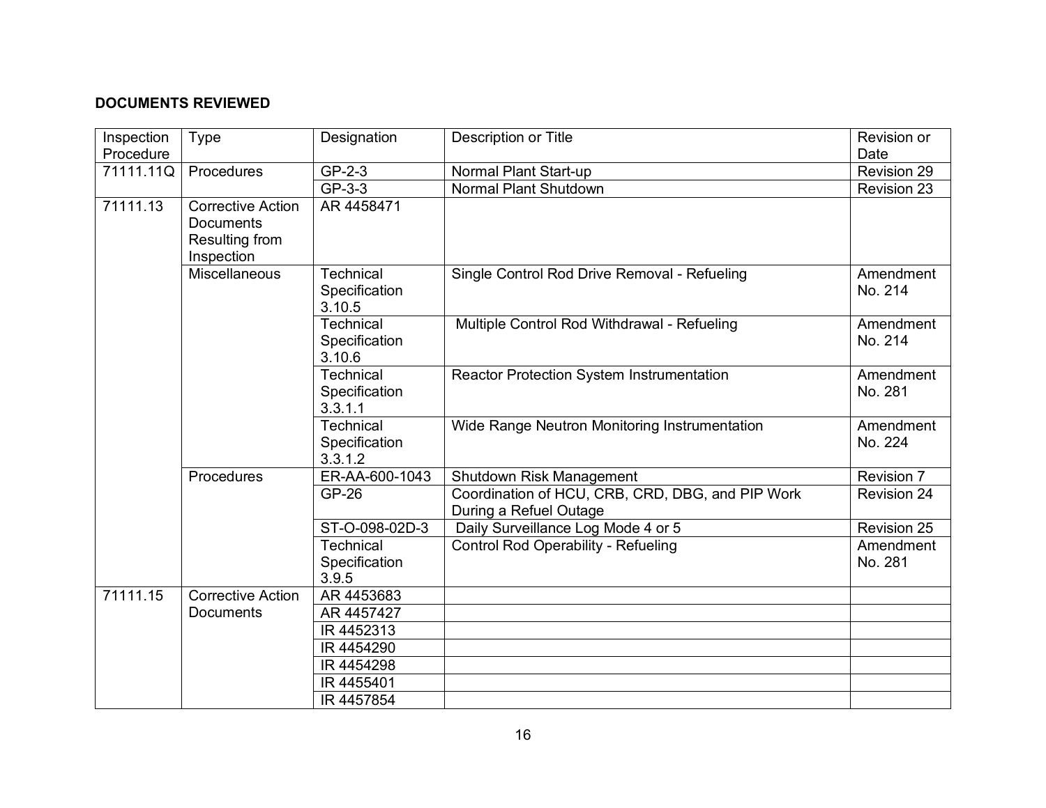**DOCUMENTS REVIEWED**

| Inspection Procedure | Type | Designation | Description or Title | Revision or Date |
| --- | --- | --- | --- | --- |
| 71111.11Q | Procedures | GP-2-3 | Normal Plant Start-up | Revision 29 |
| | | GP-3-3 | Normal Plant Shutdown | Revision 23 |
| 71111.13 | Corrective Action Documents Resulting from Inspection | AR 4458471 | | |
| | Miscellaneous | Technical Specification 3.10.5 | Single Control Rod Drive Removal - Refueling | Amendment No. 214 |
| | | Technical Specification 3.10.6 | Multiple Control Rod Withdrawal - Refueling | Amendment No. 214 |
| | | Technical Specification 3.3.1.1 | Reactor Protection System Instrumentation | Amendment No. 281 |
| | | Technical Specification 3.3.1.2 | Wide Range Neutron Monitoring Instrumentation | Amendment No. 224 |
| | Procedures | ER-AA-600-1043 | Shutdown Risk Management | Revision 7 |
| | | GP-26 | Coordination of HCU, CRB, CRD, DBG, and PIP Work During a Refuel Outage | Revision 24 |
| | | ST-O-098-02D-3 | Daily Surveillance Log Mode 4 or 5 | Revision 25 |
| | | Technical Specification 3.9.5 | Control Rod Operability - Refueling | Amendment No. 281 |
| 71111.15 | Corrective Action Documents | AR 4453683 | | |
| | | AR 4457427 | | |
| | | IR 4452313 | | |
| | | IR 4454290 | | |
| | | IR 4454298 | | |
| | | IR 4455401 | | |
| | | IR 4457854 | | |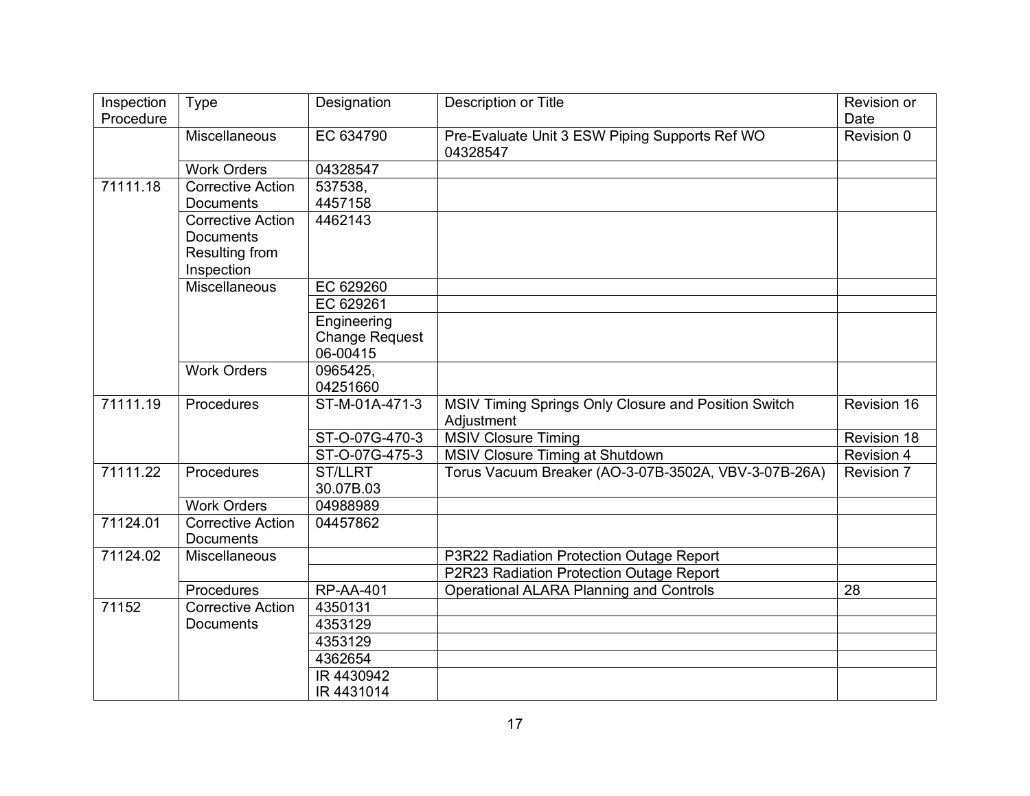| Inspection Procedure | Type | Designation | Description or Title | Revision or Date |
|---|---|---|---|---|
| | Miscellaneous | EC 634790 | Pre-Evaluate Unit 3 ESW Piping Supports Ref WO 04328547 | Revision 0 |
| | Work Orders | 04328547 | | |
| 71111.18 | Corrective Action Documents | 537538, 4457158 | | |
| | Corrective Action Documents Resulting from Inspection | 4462143 | | |
| | Miscellaneous | EC 629260 | | |
| | | EC 629261 | | |
| | | Engineering Change Request 06-00415 | | |
| | Work Orders | 0965425, 04251660 | | |
| 71111.19 | Procedures | ST-M-01A-471-3 | MSIV Timing Springs Only Closure and Position Switch Adjustment | Revision 16 |
| | | ST-O-07G-470-3 | MSIV Closure Timing | Revision 18 |
| | | ST-O-07G-475-3 | MSIV Closure Timing at Shutdown | Revision 4 |
| 71111.22 | Procedures | ST/LLRT 30.07B.03 | Torus Vacuum Breaker (AO-3-07B-3502A, VBV-3-07B-26A) | Revision 7 |
| | Work Orders | 04988989 | | |
| 71124.01 | Corrective Action Documents | 04457862 | | |
| 71124.02 | Miscellaneous | | P3R22 Radiation Protection Outage Report | |
| | | | P2R23 Radiation Protection Outage Report | |
| | Procedures | RP-AA-401 | Operational ALARA Planning and Controls | 28 |
| 71152 | Corrective Action Documents | 4350131 | | |
| | | 4353129 | | |
| | | 4353129 | | |
| | | 4362654 | | |
| | | IR 4430942 IR 4431014 | | |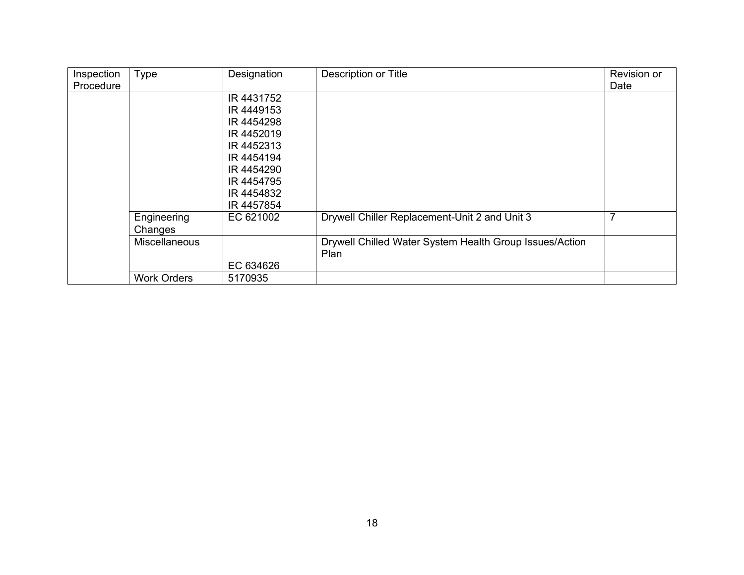| Inspection Procedure | Type | Designation | Description or Title | Revision or Date |
| --- | --- | --- | --- | --- |
| | | IR 4431752<br>IR 4449153<br>IR 4454298<br>IR 4452019<br>IR 4452313<br>IR 4454194<br>IR 4454290<br>IR 4454795<br>IR 4454832<br>IR 4457854 | | |
| | Engineering Changes | EC 621002 | Drywell Chiller Replacement-Unit 2 and Unit 3 | 7 |
| | Miscellaneous | | Drywell Chilled Water System Health Group Issues/Action Plan | |
| | | EC 634626 | | |
| | Work Orders | 5170935 | | |